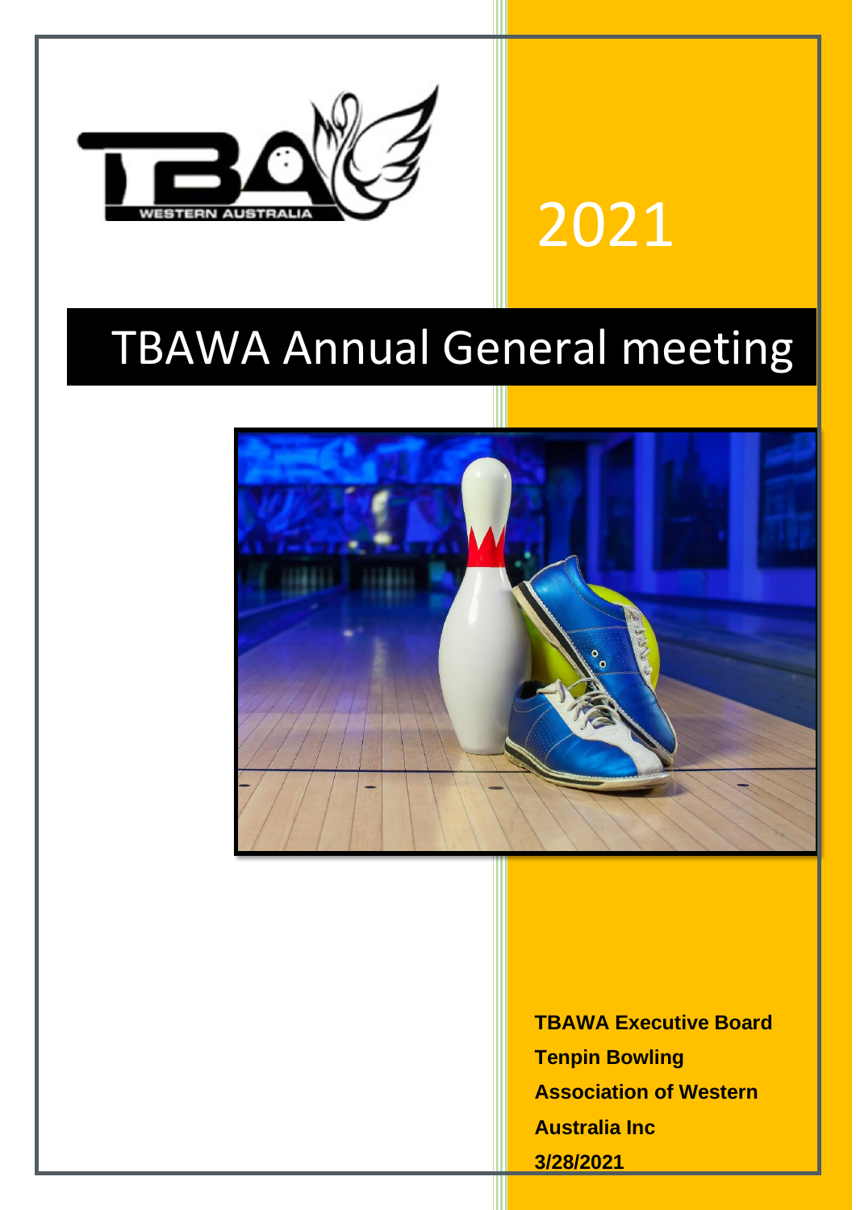2021

# TBAWA Annual General meeting

**TBAWA Executive Board**

**Tenpin Bowling Association of Western Australia Inc**

**3/28/2021**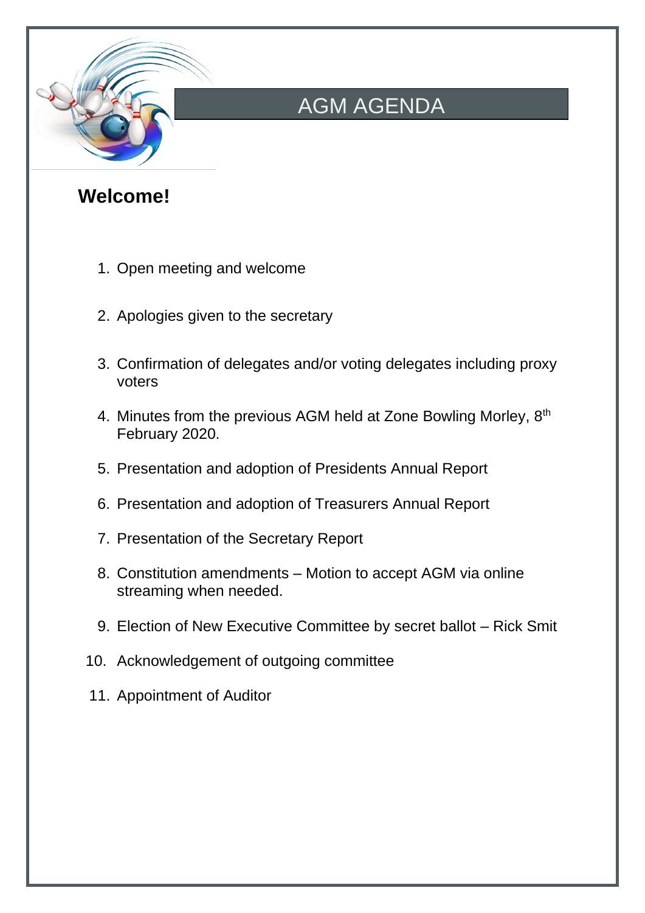# AGM AGENDA

## Welcome!

1. Open meeting and welcome

2. Apologies given to the secretary

3. Confirmation of delegates and/or voting delegates including proxy voters

4. Minutes from the previous AGM held at Zone Bowling Morley, 8th February 2020.

5. Presentation and adoption of Presidents Annual Report

6. Presentation and adoption of Treasurers Annual Report

7. Presentation of the Secretary Report

8. Constitution amendments – Motion to accept AGM via online streaming when needed.

9. Election of New Executive Committee by secret ballot – Rick Smit

10. Acknowledgement of outgoing committee

11. Appointment of Auditor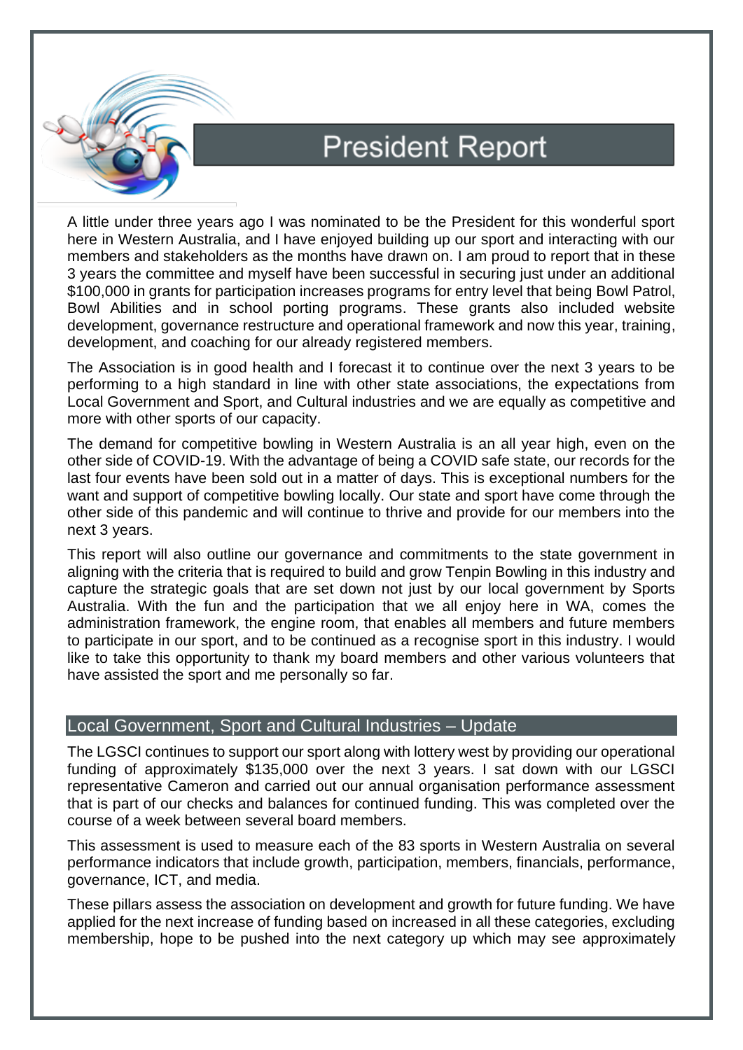# President Report

A little under three years ago I was nominated to be the President for this wonderful sport here in Western Australia, and I have enjoyed building up our sport and interacting with our members and stakeholders as the months have drawn on. I am proud to report that in these 3 years the committee and myself have been successful in securing just under an additional $100,000 in grants for participation increases programs for entry level that being Bowl Patrol, Bowl Abilities and in school porting programs. These grants also included website development, governance restructure and operational framework and now this year, training, development, and coaching for our already registered members.

The Association is in good health and I forecast it to continue over the next 3 years to be performing to a high standard in line with other state associations, the expectations from Local Government and Sport, and Cultural industries and we are equally as competitive and more with other sports of our capacity.

The demand for competitive bowling in Western Australia is an all year high, even on the other side of COVID-19. With the advantage of being a COVID safe state, our records for the last four events have been sold out in a matter of days. This is exceptional numbers for the want and support of competitive bowling locally. Our state and sport have come through the other side of this pandemic and will continue to thrive and provide for our members into the next 3 years.

This report will also outline our governance and commitments to the state government in aligning with the criteria that is required to build and grow Tenpin Bowling in this industry and capture the strategic goals that are set down not just by our local government by Sports Australia. With the fun and the participation that we all enjoy here in WA, comes the administration framework, the engine room, that enables all members and future members to participate in our sport, and to be continued as a recognise sport in this industry. I would like to take this opportunity to thank my board members and other various volunteers that have assisted the sport and me personally so far.

## Local Government, Sport and Cultural Industries – Update

The LGSCI continues to support our sport along with lottery west by providing our operational funding of approximately $135,000 over the next 3 years. I sat down with our LGSCI representative Cameron and carried out our annual organisation performance assessment that is part of our checks and balances for continued funding. This was completed over the course of a week between several board members.

This assessment is used to measure each of the 83 sports in Western Australia on several performance indicators that include growth, participation, members, financials, performance, governance, ICT, and media.

These pillars assess the association on development and growth for future funding. We have applied for the next increase of funding based on increased in all these categories, excluding membership, hope to be pushed into the next category up which may see approximately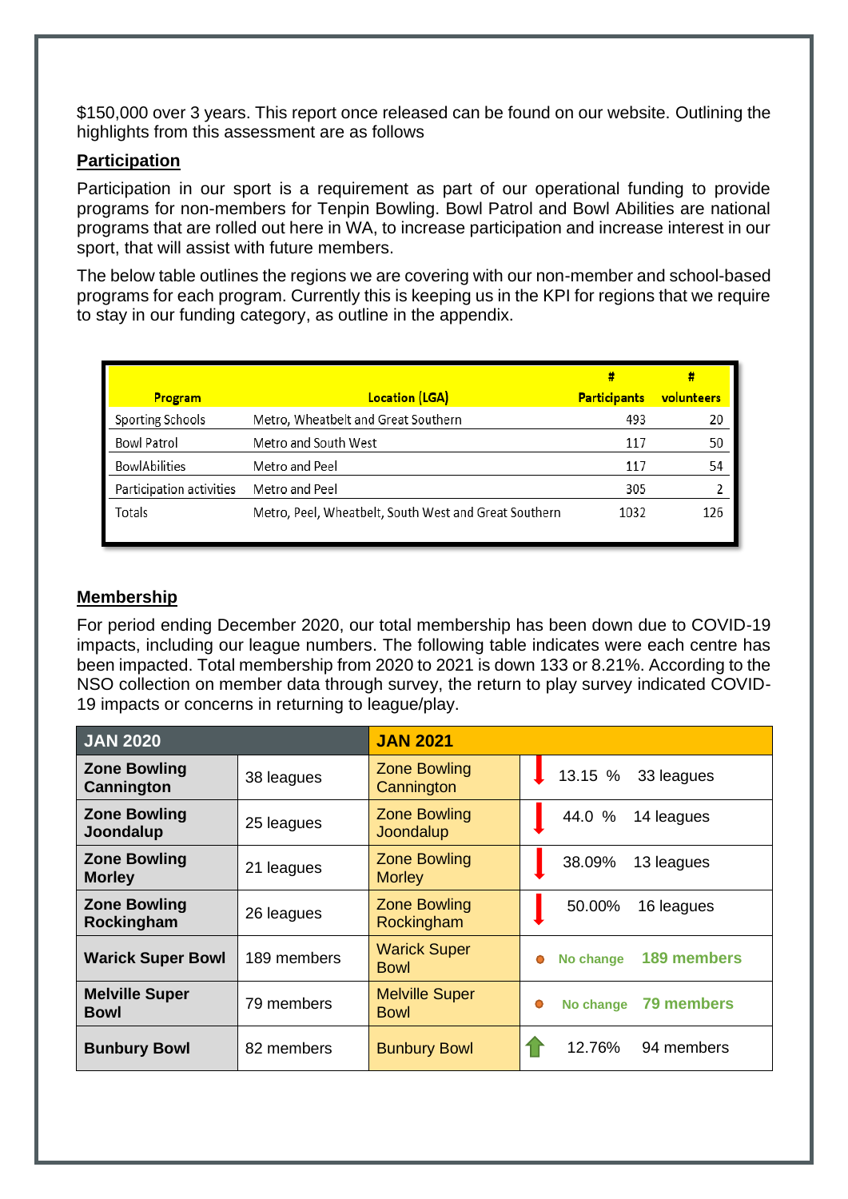$150,000 over 3 years. This report once released can be found on our website. Outlining the highlights from this assessment are as follows

## Participation

Participation in our sport is a requirement as part of our operational funding to provide programs for non-members for Tenpin Bowling. Bowl Patrol and Bowl Abilities are national programs that are rolled out here in WA, to increase participation and increase interest in our sport, that will assist with future members.

The below table outlines the regions we are covering with our non-member and school-based programs for each program. Currently this is keeping us in the KPI for regions that we require to stay in our funding category, as outline in the appendix.

| Program | Location (LGA) | # Participants | # volunteers |
|---|---|---|---|
| Sporting Schools | Metro, Wheatbelt and Great Southern | 493 | 20 |
| Bowl Patrol | Metro and South West | 117 | 50 |
| BowlAbilities | Metro and Peel | 117 | 54 |
| Participation activities | Metro and Peel | 305 | 2 |
| Totals | Metro, Peel, Wheatbelt, South West and Great Southern | 1032 | 126 |

## Membership

For period ending December 2020, our total membership has been down due to COVID-19 impacts, including our league numbers. The following table indicates were each centre has been impacted. Total membership from 2020 to 2021 is down 133 or 8.21%. According to the NSO collection on member data through survey, the return to play survey indicated COVID-19 impacts or concerns in returning to league/play.

| JAN 2020 | | JAN 2021 | | |
|---|---|---|---|---|
| **Zone Bowling Cannington** | 38 leagues | Zone Bowling Cannington | ↓ 13.15 % | 33 leagues |
| **Zone Bowling Joondalup** | 25 leagues | Zone Bowling Joondalup | ↓ 44.0 % | 14 leagues |
| **Zone Bowling Morley** | 21 leagues | Zone Bowling Morley | ↓ 38.09% | 13 leagues |
| **Zone Bowling Rockingham** | 26 leagues | Zone Bowling Rockingham | ↓ 50.00% | 16 leagues |
| **Warick Super Bowl** | 189 members | Warick Super Bowl | No change | 189 members |
| **Melville Super Bowl** | 79 members | Melville Super Bowl | No change | 79 members |
| **Bunbury Bowl** | 82 members | Bunbury Bowl | ↑ 12.76% | 94 members |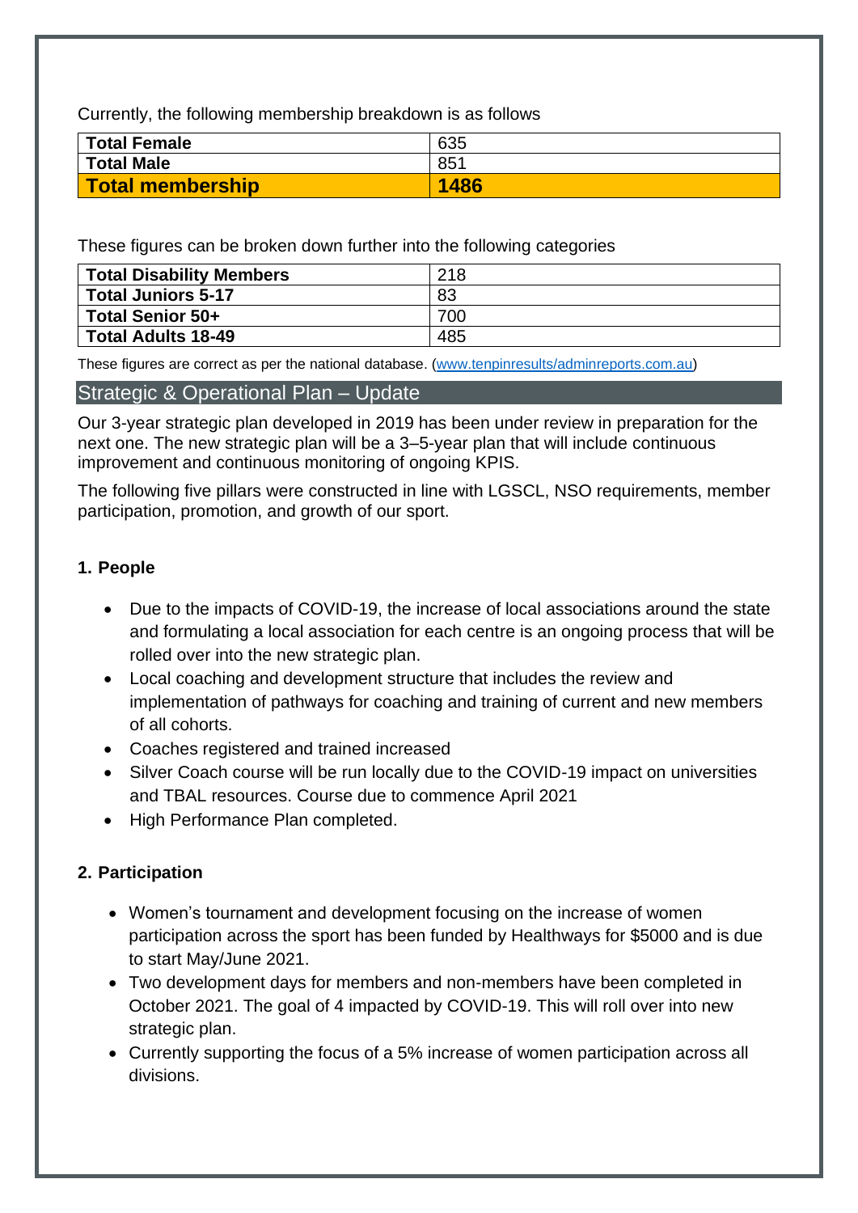Currently, the following membership breakdown is as follows

| Total Female | 635 |
|---|---|
| Total Male | 851 |
| **Total membership** | **1486** |

These figures can be broken down further into the following categories

| Total Disability Members | 218 |
|---|---|
| Total Juniors 5-17 | 83 |
| Total Senior 50+ | 700 |
| Total Adults 18-49 | 485 |

These figures are correct as per the national database. (www.tenpinresults/adminreports.com.au)

## Strategic & Operational Plan – Update

Our 3-year strategic plan developed in 2019 has been under review in preparation for the next one. The new strategic plan will be a 3–5-year plan that will include continuous improvement and continuous monitoring of ongoing KPIS.

The following five pillars were constructed in line with LGSCL, NSO requirements, member participation, promotion, and growth of our sport.

### 1. People

- Due to the impacts of COVID-19, the increase of local associations around the state and formulating a local association for each centre is an ongoing process that will be rolled over into the new strategic plan.
- Local coaching and development structure that includes the review and implementation of pathways for coaching and training of current and new members of all cohorts.
- Coaches registered and trained increased
- Silver Coach course will be run locally due to the COVID-19 impact on universities and TBAL resources. Course due to commence April 2021
- High Performance Plan completed.

### 2. Participation

- Women's tournament and development focusing on the increase of women participation across the sport has been funded by Healthways for $5000 and is due to start May/June 2021.
- Two development days for members and non-members have been completed in October 2021. The goal of 4 impacted by COVID-19. This will roll over into new strategic plan.
- Currently supporting the focus of a 5% increase of women participation across all divisions.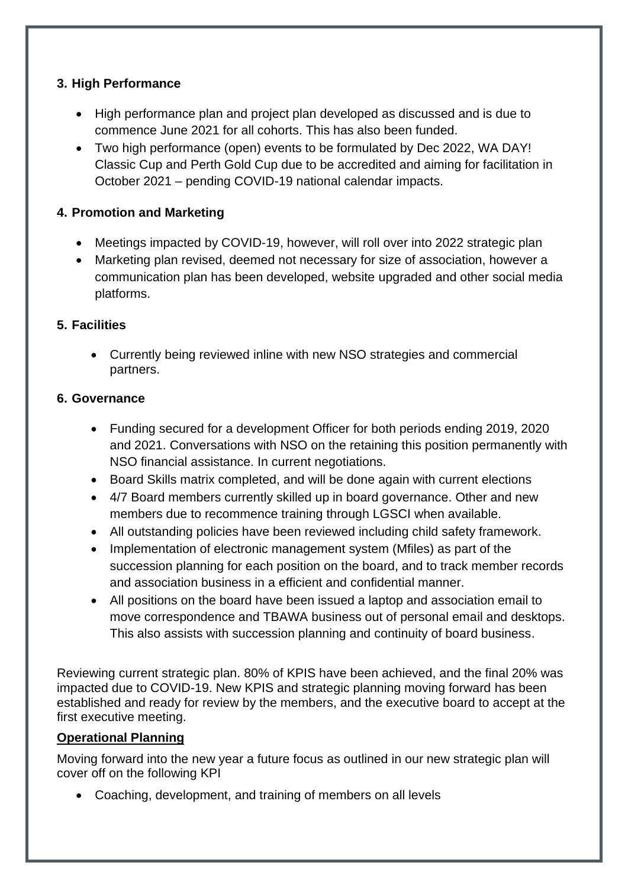### 3. High Performance

- High performance plan and project plan developed as discussed and is due to commence June 2021 for all cohorts. This has also been funded.
- Two high performance (open) events to be formulated by Dec 2022, WA DAY! Classic Cup and Perth Gold Cup due to be accredited and aiming for facilitation in October 2021 – pending COVID-19 national calendar impacts.

### 4. Promotion and Marketing

- Meetings impacted by COVID-19, however, will roll over into 2022 strategic plan
- Marketing plan revised, deemed not necessary for size of association, however a communication plan has been developed, website upgraded and other social media platforms.

### 5. Facilities

- Currently being reviewed inline with new NSO strategies and commercial partners.

### 6. Governance

- Funding secured for a development Officer for both periods ending 2019, 2020 and 2021. Conversations with NSO on the retaining this position permanently with NSO financial assistance. In current negotiations.
- Board Skills matrix completed, and will be done again with current elections
- 4/7 Board members currently skilled up in board governance. Other and new members due to recommence training through LGSCI when available.
- All outstanding policies have been reviewed including child safety framework.
- Implementation of electronic management system (Mfiles) as part of the succession planning for each position on the board, and to track member records and association business in a efficient and confidential manner.
- All positions on the board have been issued a laptop and association email to move correspondence and TBAWA business out of personal email and desktops. This also assists with succession planning and continuity of board business.

Reviewing current strategic plan. 80% of KPIS have been achieved, and the final 20% was impacted due to COVID-19. New KPIS and strategic planning moving forward has been established and ready for review by the members, and the executive board to accept at the first executive meeting.

**Operational Planning**

Moving forward into the new year a future focus as outlined in our new strategic plan will cover off on the following KPI

- Coaching, development, and training of members on all levels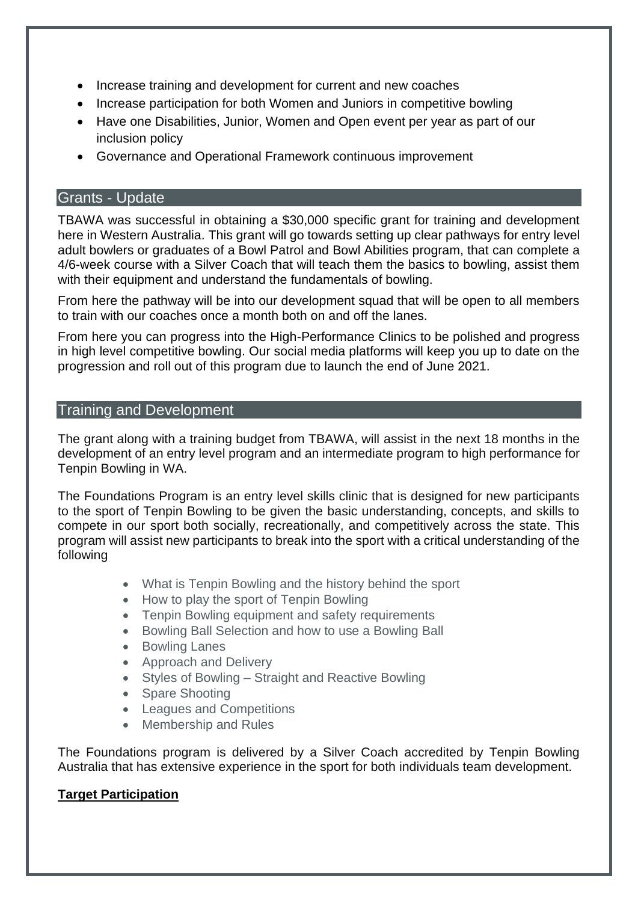- Increase training and development for current and new coaches
- Increase participation for both Women and Juniors in competitive bowling
- Have one Disabilities, Junior, Women and Open event per year as part of our inclusion policy
- Governance and Operational Framework continuous improvement

## Grants - Update

TBAWA was successful in obtaining a $30,000 specific grant for training and development here in Western Australia. This grant will go towards setting up clear pathways for entry level adult bowlers or graduates of a Bowl Patrol and Bowl Abilities program, that can complete a 4/6-week course with a Silver Coach that will teach them the basics to bowling, assist them with their equipment and understand the fundamentals of bowling.

From here the pathway will be into our development squad that will be open to all members to train with our coaches once a month both on and off the lanes.

From here you can progress into the High-Performance Clinics to be polished and progress in high level competitive bowling. Our social media platforms will keep you up to date on the progression and roll out of this program due to launch the end of June 2021.

## Training and Development

The grant along with a training budget from TBAWA, will assist in the next 18 months in the development of an entry level program and an intermediate program to high performance for Tenpin Bowling in WA.

The Foundations Program is an entry level skills clinic that is designed for new participants to the sport of Tenpin Bowling to be given the basic understanding, concepts, and skills to compete in our sport both socially, recreationally, and competitively across the state. This program will assist new participants to break into the sport with a critical understanding of the following

- What is Tenpin Bowling and the history behind the sport
- How to play the sport of Tenpin Bowling
- Tenpin Bowling equipment and safety requirements
- Bowling Ball Selection and how to use a Bowling Ball
- Bowling Lanes
- Approach and Delivery
- Styles of Bowling – Straight and Reactive Bowling
- Spare Shooting
- Leagues and Competitions
- Membership and Rules

The Foundations program is delivered by a Silver Coach accredited by Tenpin Bowling Australia that has extensive experience in the sport for both individuals team development.

**Target Participation**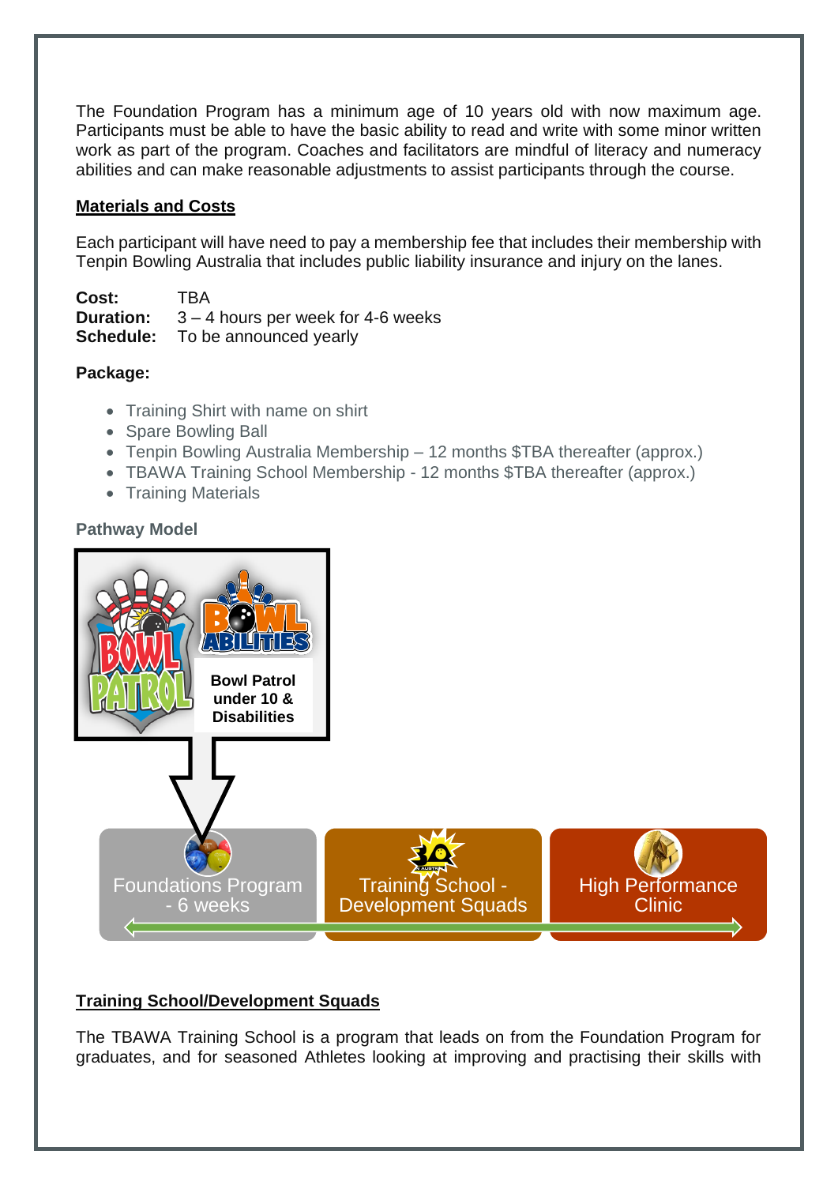The Foundation Program has a minimum age of 10 years old with now maximum age. Participants must be able to have the basic ability to read and write with some minor written work as part of the program. Coaches and facilitators are mindful of literacy and numeracy abilities and can make reasonable adjustments to assist participants through the course.

## Materials and Costs

Each participant will have need to pay a membership fee that includes their membership with Tenpin Bowling Australia that includes public liability insurance and injury on the lanes.

**Cost:** TBA
**Duration:** 3 – 4 hours per week for 4-6 weeks
**Schedule:** To be announced yearly

**Package:**

- Training Shirt with name on shirt
- Spare Bowling Ball
- Tenpin Bowling Australia Membership – 12 months $TBA thereafter (approx.)
- TBAWA Training School Membership - 12 months $TBA thereafter (approx.)
- Training Materials

**Pathway Model**

Bowl Patrol under 10 & Disabilities

Foundations Program - 6 weeks

Training School - Development Squads

High Performance Clinic

## Training School/Development Squads

The TBAWA Training School is a program that leads on from the Foundation Program for graduates, and for seasoned Athletes looking at improving and practising their skills with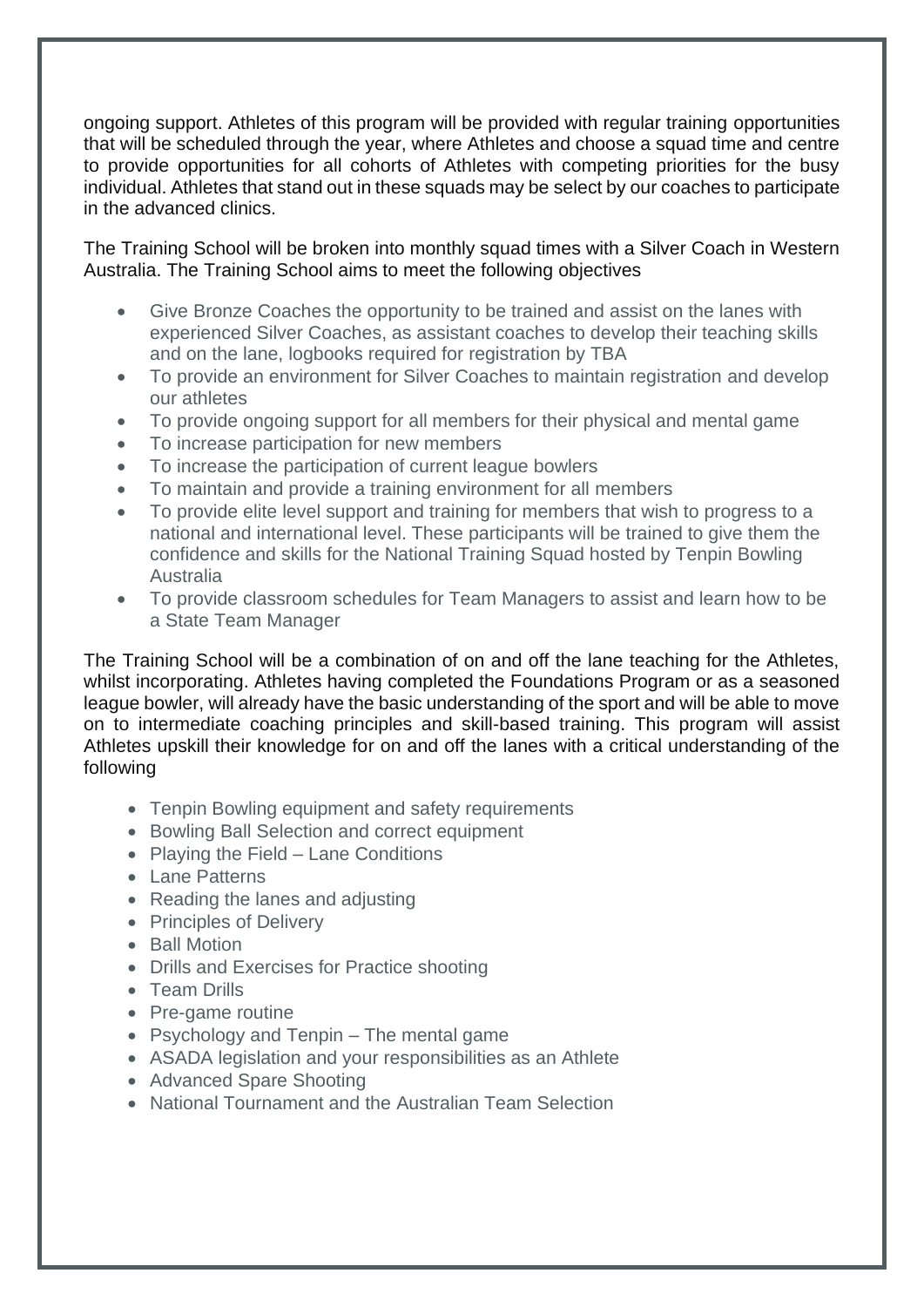ongoing support. Athletes of this program will be provided with regular training opportunities that will be scheduled through the year, where Athletes and choose a squad time and centre to provide opportunities for all cohorts of Athletes with competing priorities for the busy individual. Athletes that stand out in these squads may be select by our coaches to participate in the advanced clinics.

The Training School will be broken into monthly squad times with a Silver Coach in Western Australia. The Training School aims to meet the following objectives

- Give Bronze Coaches the opportunity to be trained and assist on the lanes with experienced Silver Coaches, as assistant coaches to develop their teaching skills and on the lane, logbooks required for registration by TBA
- To provide an environment for Silver Coaches to maintain registration and develop our athletes
- To provide ongoing support for all members for their physical and mental game
- To increase participation for new members
- To increase the participation of current league bowlers
- To maintain and provide a training environment for all members
- To provide elite level support and training for members that wish to progress to a national and international level. These participants will be trained to give them the confidence and skills for the National Training Squad hosted by Tenpin Bowling Australia
- To provide classroom schedules for Team Managers to assist and learn how to be a State Team Manager

The Training School will be a combination of on and off the lane teaching for the Athletes, whilst incorporating. Athletes having completed the Foundations Program or as a seasoned league bowler, will already have the basic understanding of the sport and will be able to move on to intermediate coaching principles and skill-based training. This program will assist Athletes upskill their knowledge for on and off the lanes with a critical understanding of the following

- Tenpin Bowling equipment and safety requirements
- Bowling Ball Selection and correct equipment
- Playing the Field – Lane Conditions
- Lane Patterns
- Reading the lanes and adjusting
- Principles of Delivery
- Ball Motion
- Drills and Exercises for Practice shooting
- Team Drills
- Pre-game routine
- Psychology and Tenpin – The mental game
- ASADA legislation and your responsibilities as an Athlete
- Advanced Spare Shooting
- National Tournament and the Australian Team Selection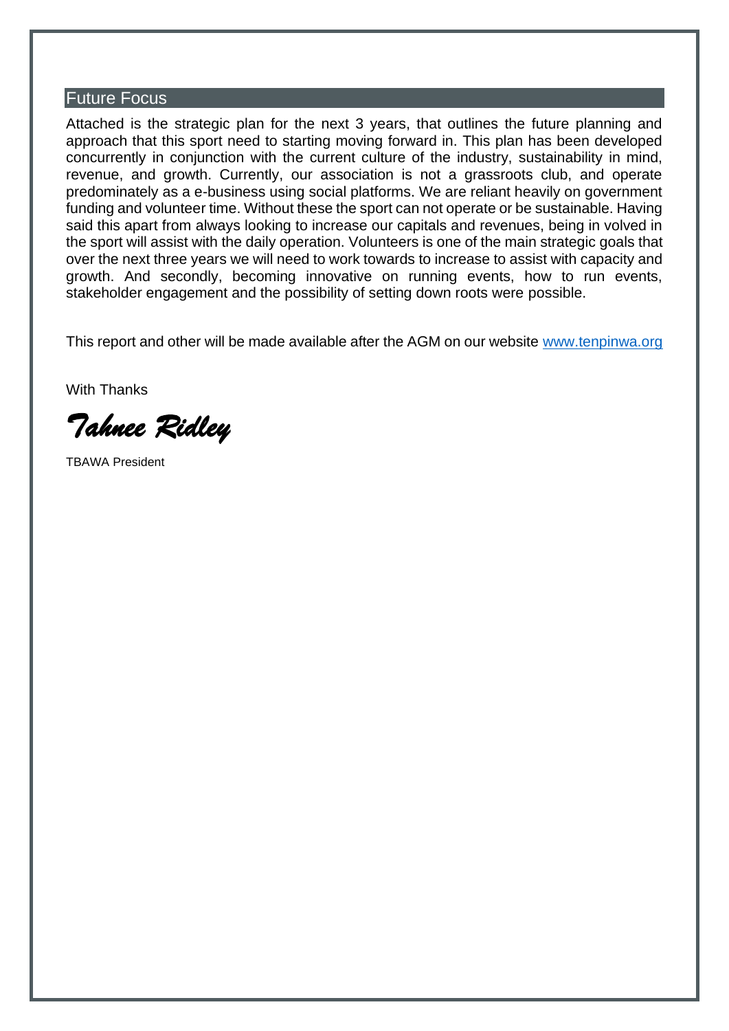## Future Focus

Attached is the strategic plan for the next 3 years, that outlines the future planning and approach that this sport need to starting moving forward in. This plan has been developed concurrently in conjunction with the current culture of the industry, sustainability in mind, revenue, and growth. Currently, our association is not a grassroots club, and operate predominately as a e-business using social platforms. We are reliant heavily on government funding and volunteer time. Without these the sport can not operate or be sustainable. Having said this apart from always looking to increase our capitals and revenues, being in volved in the sport will assist with the daily operation. Volunteers is one of the main strategic goals that over the next three years we will need to work towards to increase to assist with capacity and growth. And secondly, becoming innovative on running events, how to run events, stakeholder engagement and the possibility of setting down roots were possible.

This report and other will be made available after the AGM on our website [www.tenpinwa.org](www.tenpinwa.org)

With Thanks

*Tahnee Ridley*

TBAWA President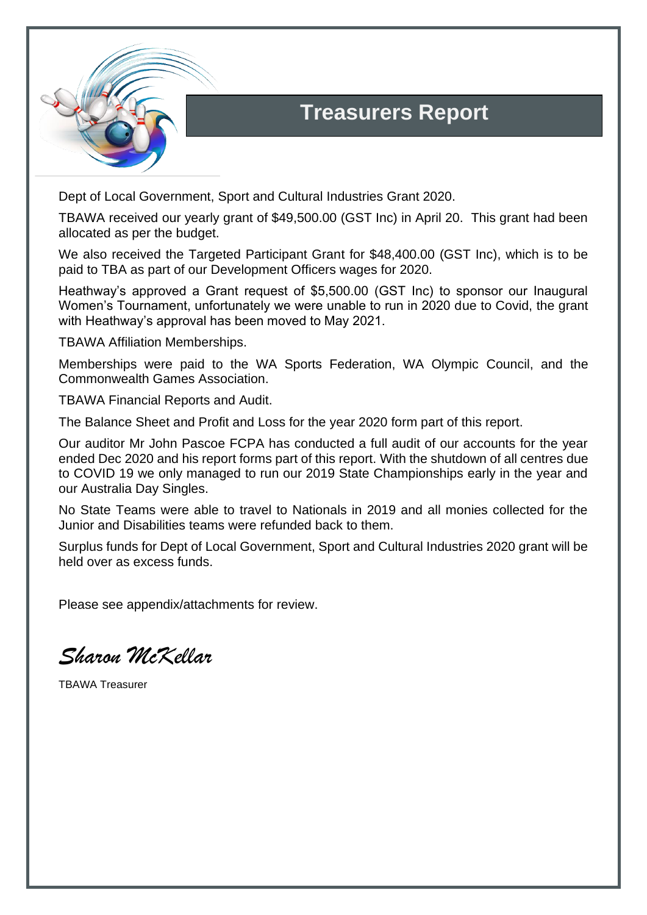# Treasurers Report

Dept of Local Government, Sport and Cultural Industries Grant 2020.

TBAWA received our yearly grant of $49,500.00 (GST Inc) in April 20. This grant had been allocated as per the budget.

We also received the Targeted Participant Grant for $48,400.00 (GST Inc), which is to be paid to TBA as part of our Development Officers wages for 2020.

Heathway's approved a Grant request of $5,500.00 (GST Inc) to sponsor our Inaugural Women's Tournament, unfortunately we were unable to run in 2020 due to Covid, the grant with Heathway's approval has been moved to May 2021.

TBAWA Affiliation Memberships.

Memberships were paid to the WA Sports Federation, WA Olympic Council, and the Commonwealth Games Association.

TBAWA Financial Reports and Audit.

The Balance Sheet and Profit and Loss for the year 2020 form part of this report.

Our auditor Mr John Pascoe FCPA has conducted a full audit of our accounts for the year ended Dec 2020 and his report forms part of this report. With the shutdown of all centres due to COVID 19 we only managed to run our 2019 State Championships early in the year and our Australia Day Singles.

No State Teams were able to travel to Nationals in 2019 and all monies collected for the Junior and Disabilities teams were refunded back to them.

Surplus funds for Dept of Local Government, Sport and Cultural Industries 2020 grant will be held over as excess funds.

Please see appendix/attachments for review.

*Sharon McKellar*

TBAWA Treasurer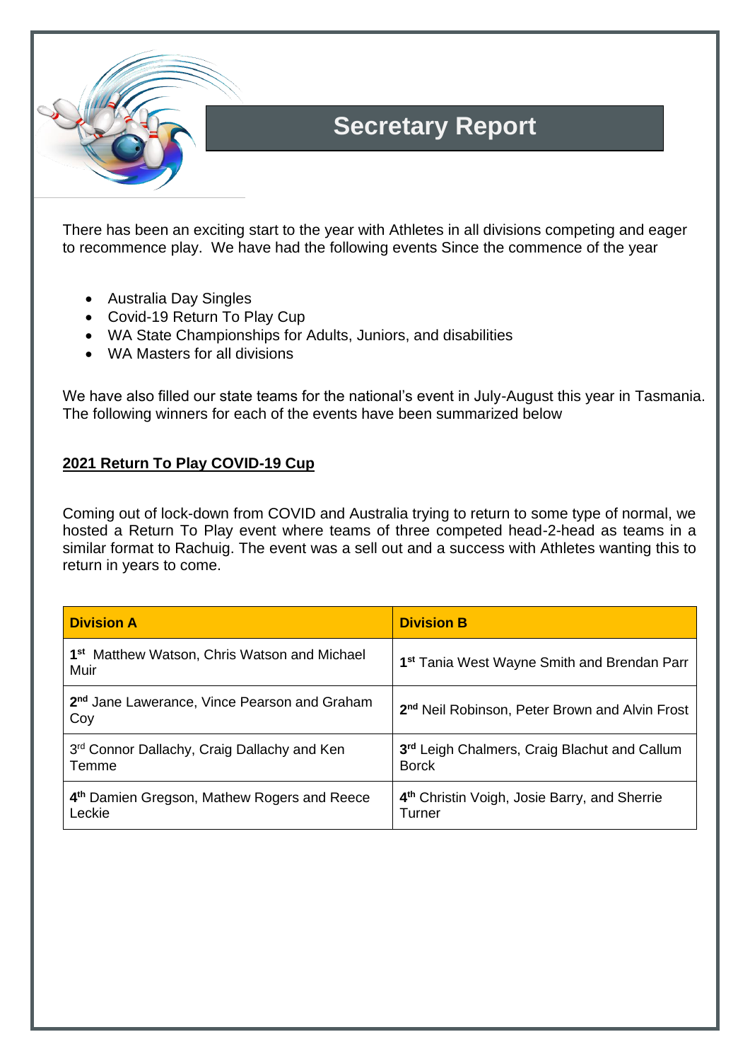# Secretary Report

There has been an exciting start to the year with Athletes in all divisions competing and eager to recommence play. We have had the following events Since the commence of the year

- Australia Day Singles
- Covid-19 Return To Play Cup
- WA State Championships for Adults, Juniors, and disabilities
- WA Masters for all divisions

We have also filled our state teams for the national's event in July-August this year in Tasmania. The following winners for each of the events have been summarized below

**2021 Return To Play COVID-19 Cup**

Coming out of lock-down from COVID and Australia trying to return to some type of normal, we hosted a Return To Play event where teams of three competed head-2-head as teams in a similar format to Rachuig. The event was a sell out and a success with Athletes wanting this to return in years to come.

| Division A | Division B |
|---|---|
| 1st Matthew Watson, Chris Watson and Michael Muir | 1st Tania West Wayne Smith and Brendan Parr |
| 2nd Jane Lawerance, Vince Pearson and Graham Coy | 2nd Neil Robinson, Peter Brown and Alvin Frost |
| 3rd Connor Dallachy, Craig Dallachy and Ken Temme | 3rd Leigh Chalmers, Craig Blachut and Callum Borck |
| 4th Damien Gregson, Mathew Rogers and Reece Leckie | 4th Christin Voigh, Josie Barry, and Sherrie Turner |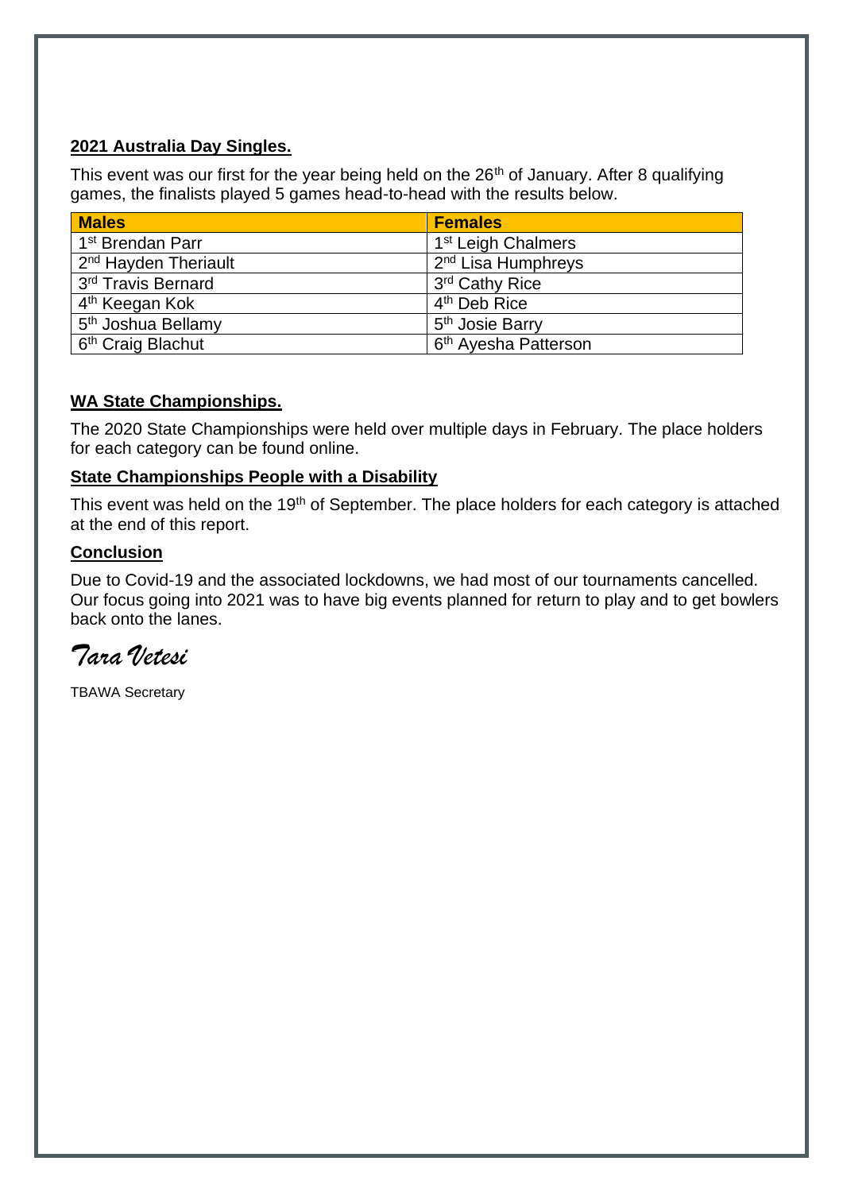## 2021 Australia Day Singles.

This event was our first for the year being held on the 26th of January. After 8 qualifying games, the finalists played 5 games head-to-head with the results below.

| Males | Females |
|---|---|
| 1st Brendan Parr | 1st Leigh Chalmers |
| 2nd Hayden Theriault | 2nd Lisa Humphreys |
| 3rd Travis Bernard | 3rd Cathy Rice |
| 4th Keegan Kok | 4th Deb Rice |
| 5th Joshua Bellamy | 5th Josie Barry |
| 6th Craig Blachut | 6th Ayesha Patterson |

## WA State Championships.

The 2020 State Championships were held over multiple days in February. The place holders for each category can be found online.

### State Championships People with a Disability

This event was held on the 19th of September. The place holders for each category is attached at the end of this report.

### Conclusion

Due to Covid-19 and the associated lockdowns, we had most of our tournaments cancelled. Our focus going into 2021 was to have big events planned for return to play and to get bowlers back onto the lanes.

*Tara Vetesi*

TBAWA Secretary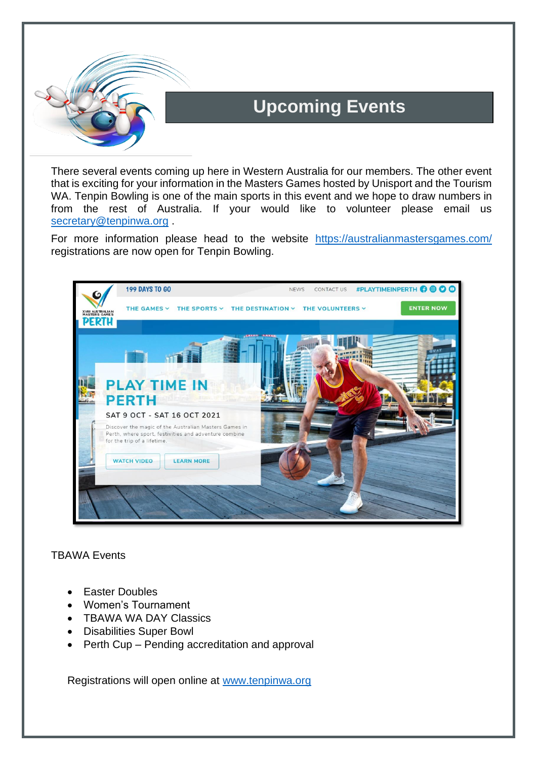# Upcoming Events

There several events coming up here in Western Australia for our members. The other event that is exciting for your information in the Masters Games hosted by Unisport and the Tourism WA. Tenpin Bowling is one of the main sports in this event and we hope to draw numbers in from the rest of Australia. If your would like to volunteer please email us secretary@tenpinwa.org .

For more information please head to the website https://australianmastersgames.com/ registrations are now open for Tenpin Bowling.

TBAWA Events

- Easter Doubles
- Women's Tournament
- TBAWA WA DAY Classics
- Disabilities Super Bowl
- Perth Cup – Pending accreditation and approval

Registrations will open online at www.tenpinwa.org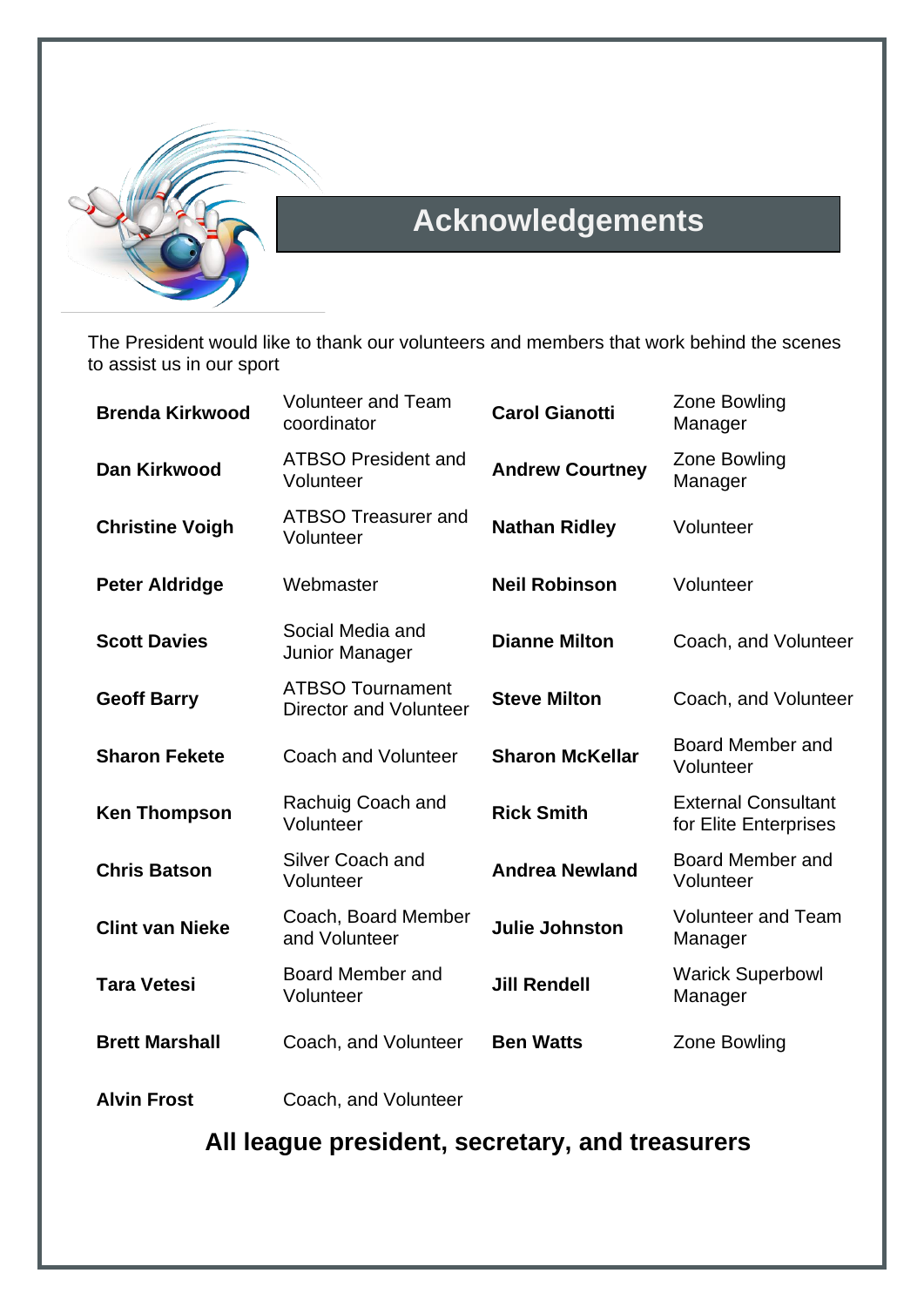# Acknowledgements

The President would like to thank our volunteers and members that work behind the scenes to assist us in our sport

| | | | |
|---|---|---|---|
| **Brenda Kirkwood** | Volunteer and Team coordinator | **Carol Gianotti** | Zone Bowling Manager |
| **Dan Kirkwood** | ATBSO President and Volunteer | **Andrew Courtney** | Zone Bowling Manager |
| **Christine Voigh** | ATBSO Treasurer and Volunteer | **Nathan Ridley** | Volunteer |
| **Peter Aldridge** | Webmaster | **Neil Robinson** | Volunteer |
| **Scott Davies** | Social Media and Junior Manager | **Dianne Milton** | Coach, and Volunteer |
| **Geoff Barry** | ATBSO Tournament Director and Volunteer | **Steve Milton** | Coach, and Volunteer |
| **Sharon Fekete** | Coach and Volunteer | **Sharon McKellar** | Board Member and Volunteer |
| **Ken Thompson** | Rachuig Coach and Volunteer | **Rick Smith** | External Consultant for Elite Enterprises |
| **Chris Batson** | Silver Coach and Volunteer | **Andrea Newland** | Board Member and Volunteer |
| **Clint van Nieke** | Coach, Board Member and Volunteer | **Julie Johnston** | Volunteer and Team Manager |
| **Tara Vetesi** | Board Member and Volunteer | **Jill Rendell** | Warick Superbowl Manager |
| **Brett Marshall** | Coach, and Volunteer | **Ben Watts** | Zone Bowling |
| **Alvin Frost** | Coach, and Volunteer | | |

**All league president, secretary, and treasurers**